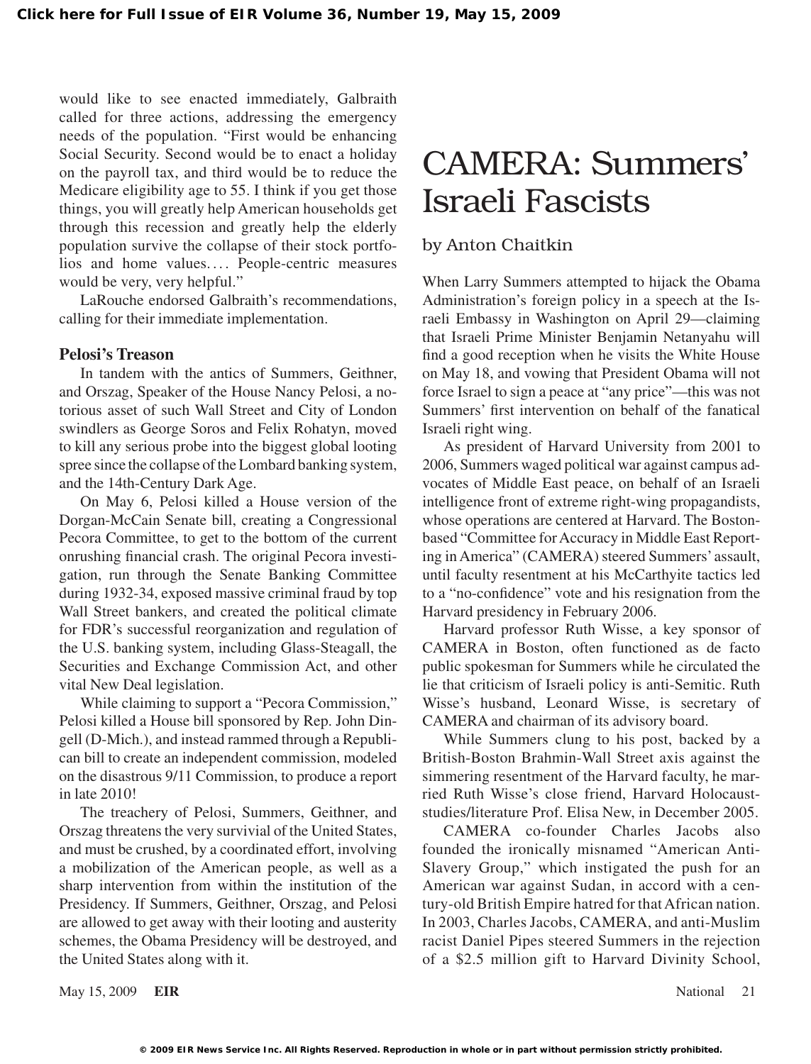would like to see enacted immediately, Galbraith called for three actions, addressing the emergency needs of the population. "First would be enhancing Social Security. Second would be to enact a holiday on the payroll tax, and third would be to reduce the Medicare eligibility age to 55. I think if you get those things, you will greatly help American households get through this recession and greatly help the elderly population survive the collapse of their stock portfolios and home values.... People-centric measures would be very, very helpful."

LaRouche endorsed Galbraith's recommendations, calling for their immediate implementation.

### Pelosi's Treason

In tandem with the antics of Summers, Geithner, and Orszag, Speaker of the House Nancy Pelosi, a notorious asset of such Wall Street and City of London swindlers as George Soros and Felix Rohatyn, moved to kill any serious probe into the biggest global looting spree since the collapse of the Lombard banking system, and the 14th-Century Dark Age.

On May 6, Pelosi killed a House version of the Dorgan-McCain Senate bill, creating a Congressional Pecora Committee, to get to the bottom of the current onrushing financial crash. The original Pecora investigation, run through the Senate Banking Committee during 1932-34, exposed massive criminal fraud by top Wall Street bankers, and created the political climate for FDR's successful reorganization and regulation of the U.S. banking system, including Glass-Steagall, the Securities and Exchange Commission Act, and other vital New Deal legislation.

While claiming to support a "Pecora Commission," Pelosi killed a House bill sponsored by Rep. John Dingell (D-Mich.), and instead rammed through a Republican bill to create an independent commission, modeled on the disastrous 9/11 Commission, to produce a report in late 2010!

The treachery of Pelosi, Summers, Geithner, and Orszag threatens the very survivial of the United States, and must be crushed, by a coordinated effort, involving a mobilization of the American people, as well as a sharp intervention from within the institution of the Presidency. If Summers, Geithner, Orszag, and Pelosi are allowed to get away with their looting and austerity schemes, the Obama Presidency will be destroyed, and the United States along with it.

# CAMERA: Summers' Israeli Fascists

by Anton Chaitkin

When Larry Summers attempted to hijack the Obama Administration's foreign policy in a speech at the Israeli Embassy in Washington on April 29—claiming that Israeli Prime Minister Benjamin Netanyahu will find a good reception when he visits the White House on May 18, and vowing that President Obama will not force Israel to sign a peace at "any price"—this was not Summers' first intervention on behalf of the fanatical Israeli right wing.

As president of Harvard University from 2001 to 2006, Summers waged political war against campus advocates of Middle East peace, on behalf of an Israeli intelligence front of extreme right-wing propagandists, whose operations are centered at Harvard. The Boston-based "Committee for Accuracy in Middle East Reporting in America" (CAMERA) steered Summers' assault, until faculty resentment at his McCarthyite tactics led to a "no-confidence" vote and his resignation from the Harvard presidency in February 2006.

Harvard professor Ruth Wisse, a key sponsor of CAMERA in Boston, often functioned as de facto public spokesman for Summers while he circulated the lie that criticism of Israeli policy is anti-Semitic. Ruth Wisse's husband, Leonard Wisse, is secretary of CAMERA and chairman of its advisory board.

While Summers clung to his post, backed by a British-Boston Brahmin-Wall Street axis against the simmering resentment of the Harvard faculty, he married Ruth Wisse's close friend, Harvard Holocaust-studies/literature Prof. Elisa New, in December 2005.

CAMERA co-founder Charles Jacobs also founded the ironically misnamed "American Anti-Slavery Group," which instigated the push for an American war against Sudan, in accord with a century-old British Empire hatred for that African nation. In 2003, Charles Jacobs, CAMERA, and anti-Muslim racist Daniel Pipes steered Summers in the rejection of a $2.5 million gift to Harvard Divinity School,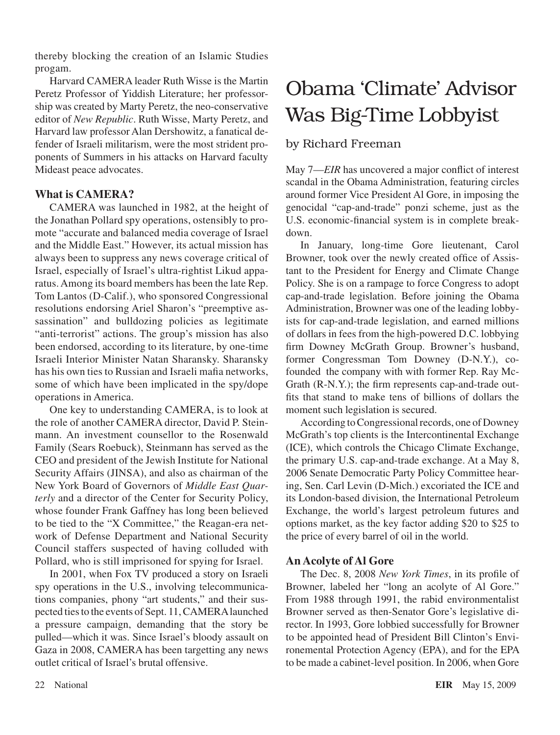thereby blocking the creation of an Islamic Studies progam.

Harvard CAMERA leader Ruth Wisse is the Martin Peretz Professor of Yiddish Literature; her professorship was created by Marty Peretz, the neo-conservative editor of *New Republic*. Ruth Wisse, Marty Peretz, and Harvard law professor Alan Dershowitz, a fanatical defender of Israeli militarism, were the most strident proponents of Summers in his attacks on Harvard faculty Mideast peace advocates.

### What is CAMERA?

CAMERA was launched in 1982, at the height of the Jonathan Pollard spy operations, ostensibly to promote "accurate and balanced media coverage of Israel and the Middle East." However, its actual mission has always been to suppress any news coverage critical of Israel, especially of Israel's ultra-rightist Likud apparatus. Among its board members has been the late Rep. Tom Lantos (D-Calif.), who sponsored Congressional resolutions endorsing Ariel Sharon's "preemptive assassination" and bulldozing policies as legitimate "anti-terrorist" actions. The group's mission has also been endorsed, according to its literature, by one-time Israeli Interior Minister Natan Sharansky. Sharansky has his own ties to Russian and Israeli mafia networks, some of which have been implicated in the spy/dope operations in America.

One key to understanding CAMERA, is to look at the role of another CAMERA director, David P. Steinmann. An investment counsellor to the Rosenwald Family (Sears Roebuck), Steinmann has served as the CEO and president of the Jewish Institute for National Security Affairs (JINSA), and also as chairman of the New York Board of Governors of *Middle East Quarterly* and a director of the Center for Security Policy, whose founder Frank Gaffney has long been believed to be tied to the "X Committee," the Reagan-era network of Defense Department and National Security Council staffers suspected of having colluded with Pollard, who is still imprisoned for spying for Israel.

In 2001, when Fox TV produced a story on Israeli spy operations in the U.S., involving telecommunications companies, phony "art students," and their suspected ties to the events of Sept. 11, CAMERA launched a pressure campaign, demanding that the story be pulled—which it was. Since Israel's bloody assault on Gaza in 2008, CAMERA has been targetting any news outlet critical of Israel's brutal offensive.

# Obama 'Climate' Advisor Was Big-Time Lobbyist

by Richard Freeman

May 7—*EIR* has uncovered a major conflict of interest scandal in the Obama Administration, featuring circles around former Vice President Al Gore, in imposing the genocidal "cap-and-trade" ponzi scheme, just as the U.S. economic-financial system is in complete breakdown.

In January, long-time Gore lieutenant, Carol Browner, took over the newly created office of Assistant to the President for Energy and Climate Change Policy. She is on a rampage to force Congress to adopt cap-and-trade legislation. Before joining the Obama Administration, Browner was one of the leading lobbyists for cap-and-trade legislation, and earned millions of dollars in fees from the high-powered D.C. lobbying firm Downey McGrath Group. Browner's husband, former Congressman Tom Downey (D-N.Y.), cofounded the company with with former Rep. Ray McGrath (R-N.Y.); the firm represents cap-and-trade outfits that stand to make tens of billions of dollars the moment such legislation is secured.

According to Congressional records, one of Downey McGrath's top clients is the Intercontinental Exchange (ICE), which controls the Chicago Climate Exchange, the primary U.S. cap-and-trade exchange. At a May 8, 2006 Senate Democratic Party Policy Committee hearing, Sen. Carl Levin (D-Mich.) excoriated the ICE and its London-based division, the International Petroleum Exchange, the world's largest petroleum futures and options market, as the key factor adding \$20 to \$25 to the price of every barrel of oil in the world.

### An Acolyte of Al Gore

The Dec. 8, 2008 *New York Times*, in its profile of Browner, labeled her "long an acolyte of Al Gore." From 1988 through 1991, the rabid environmentalist Browner served as then-Senator Gore's legislative director. In 1993, Gore lobbied successfully for Browner to be appointed head of President Bill Clinton's Environemental Protection Agency (EPA), and for the EPA to be made a cabinet-level position. In 2006, when Gore